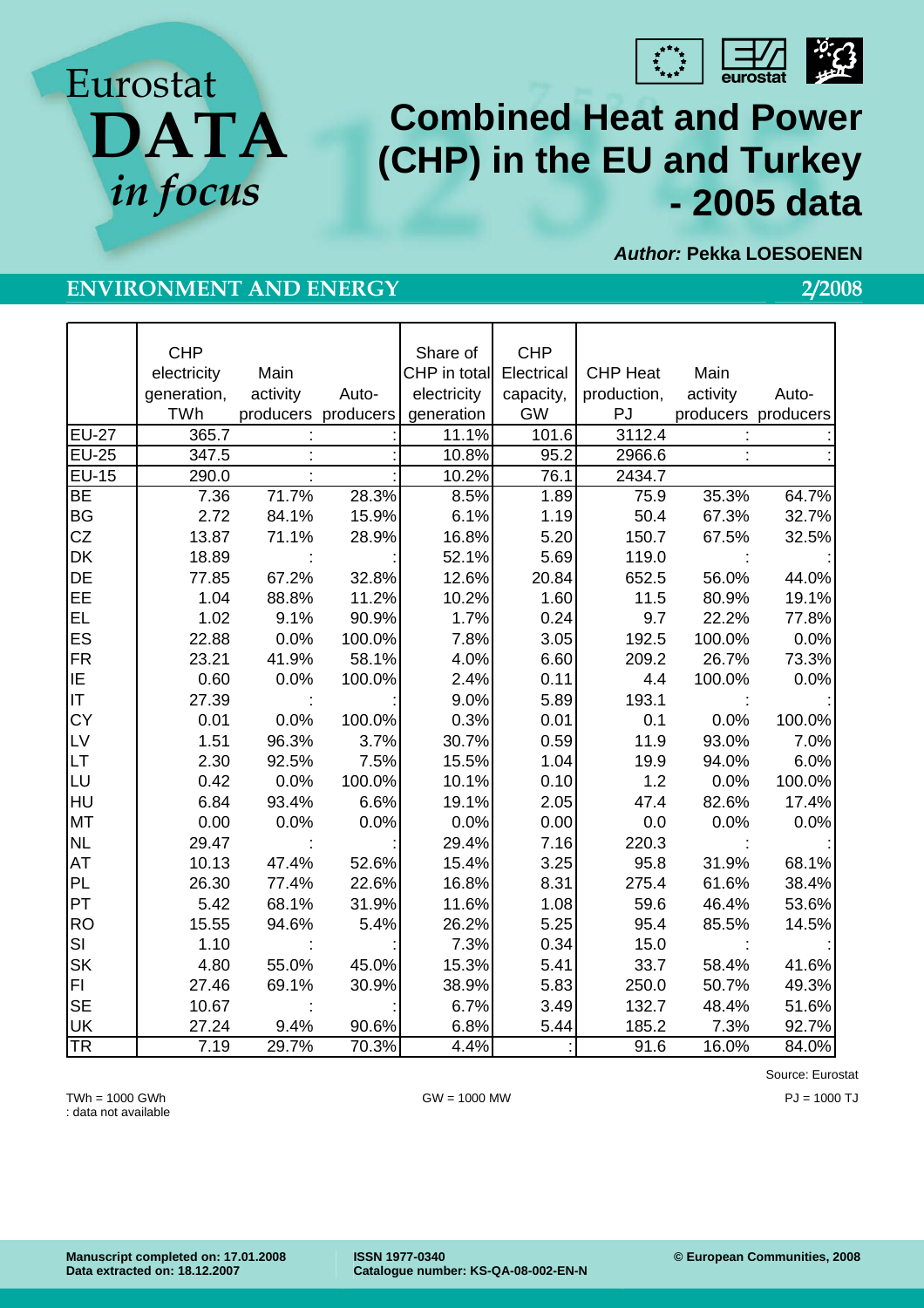Eurostat

**DATA** *in focus*

# Combined Heat and Power (CHP) in the EU and Turkey - 2005 data

***Author:*** **Pekka LOESOENEN**

**ENVIRONMENT AND ENERGY**

**2/2008**

| | CHP electricity generation, TWh | Main activity producers | Auto-producers | Share of CHP in total electricity generation | CHP Electrical capacity, GW | CHP Heat production, PJ | Main activity producers | Auto-producers |
|---|---|---|---|---|---|---|---|---|
| EU-27 | 365.7 | : | : | 11.1% | 101.6 | 3112.4 | : | : |
| EU-25 | 347.5 | : | : | 10.8% | 95.2 | 2966.6 | : | : |
| EU-15 | 290.0 | : | : | 10.2% | 76.1 | 2434.7 | | |
| BE | 7.36 | 71.7% | 28.3% | 8.5% | 1.89 | 75.9 | 35.3% | 64.7% |
| BG | 2.72 | 84.1% | 15.9% | 6.1% | 1.19 | 50.4 | 67.3% | 32.7% |
| CZ | 13.87 | 71.1% | 28.9% | 16.8% | 5.20 | 150.7 | 67.5% | 32.5% |
| DK | 18.89 | : | : | 52.1% | 5.69 | 119.0 | : | : |
| DE | 77.85 | 67.2% | 32.8% | 12.6% | 20.84 | 652.5 | 56.0% | 44.0% |
| EE | 1.04 | 88.8% | 11.2% | 10.2% | 1.60 | 11.5 | 80.9% | 19.1% |
| EL | 1.02 | 9.1% | 90.9% | 1.7% | 0.24 | 9.7 | 22.2% | 77.8% |
| ES | 22.88 | 0.0% | 100.0% | 7.8% | 3.05 | 192.5 | 100.0% | 0.0% |
| FR | 23.21 | 41.9% | 58.1% | 4.0% | 6.60 | 209.2 | 26.7% | 73.3% |
| IE | 0.60 | 0.0% | 100.0% | 2.4% | 0.11 | 4.4 | 100.0% | 0.0% |
| IT | 27.39 | : | : | 9.0% | 5.89 | 193.1 | : | : |
| CY | 0.01 | 0.0% | 100.0% | 0.3% | 0.01 | 0.1 | 0.0% | 100.0% |
| LV | 1.51 | 96.3% | 3.7% | 30.7% | 0.59 | 11.9 | 93.0% | 7.0% |
| LT | 2.30 | 92.5% | 7.5% | 15.5% | 1.04 | 19.9 | 94.0% | 6.0% |
| LU | 0.42 | 0.0% | 100.0% | 10.1% | 0.10 | 1.2 | 0.0% | 100.0% |
| HU | 6.84 | 93.4% | 6.6% | 19.1% | 2.05 | 47.4 | 82.6% | 17.4% |
| MT | 0.00 | 0.0% | 0.0% | 0.0% | 0.00 | 0.0 | 0.0% | 0.0% |
| NL | 29.47 | : | : | 29.4% | 7.16 | 220.3 | : | : |
| AT | 10.13 | 47.4% | 52.6% | 15.4% | 3.25 | 95.8 | 31.9% | 68.1% |
| PL | 26.30 | 77.4% | 22.6% | 16.8% | 8.31 | 275.4 | 61.6% | 38.4% |
| PT | 5.42 | 68.1% | 31.9% | 11.6% | 1.08 | 59.6 | 46.4% | 53.6% |
| RO | 15.55 | 94.6% | 5.4% | 26.2% | 5.25 | 95.4 | 85.5% | 14.5% |
| SI | 1.10 | : | : | 7.3% | 0.34 | 15.0 | : | : |
| SK | 4.80 | 55.0% | 45.0% | 15.3% | 5.41 | 33.7 | 58.4% | 41.6% |
| FI | 27.46 | 69.1% | 30.9% | 38.9% | 5.83 | 250.0 | 50.7% | 49.3% |
| SE | 10.67 | : | : | 6.7% | 3.49 | 132.7 | 48.4% | 51.6% |
| UK | 27.24 | 9.4% | 90.6% | 6.8% | 5.44 | 185.2 | 7.3% | 92.7% |
| TR | 7.19 | 29.7% | 70.3% | 4.4% | : | 91.6 | 16.0% | 84.0% |

Source: Eurostat

TWh = 1000 GWh

: data not available

GW = 1000 MW

PJ = 1000 TJ

**Manuscript completed on: 17.01.2008**
**Data extracted on: 18.12.2007**

**ISSN 1977-0340**
**Catalogue number: KS-QA-08-002-EN-N**

**© European Communities, 2008**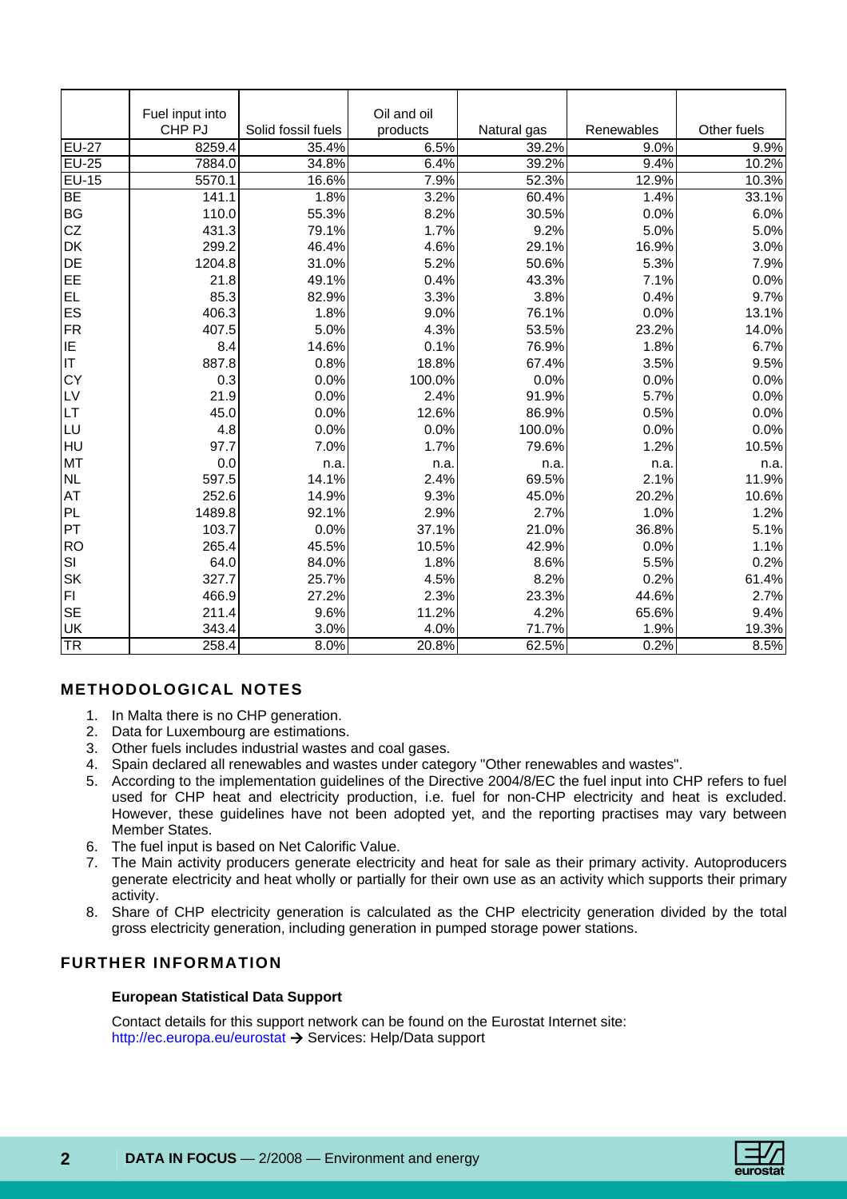| | Fuel input into CHP PJ | Solid fossil fuels | Oil and oil products | Natural gas | Renewables | Other fuels |
|---|---|---|---|---|---|---|
| EU-27 | 8259.4 | 35.4% | 6.5% | 39.2% | 9.0% | 9.9% |
| EU-25 | 7884.0 | 34.8% | 6.4% | 39.2% | 9.4% | 10.2% |
| EU-15 | 5570.1 | 16.6% | 7.9% | 52.3% | 12.9% | 10.3% |
| BE | 141.1 | 1.8% | 3.2% | 60.4% | 1.4% | 33.1% |
| BG | 110.0 | 55.3% | 8.2% | 30.5% | 0.0% | 6.0% |
| CZ | 431.3 | 79.1% | 1.7% | 9.2% | 5.0% | 5.0% |
| DK | 299.2 | 46.4% | 4.6% | 29.1% | 16.9% | 3.0% |
| DE | 1204.8 | 31.0% | 5.2% | 50.6% | 5.3% | 7.9% |
| EE | 21.8 | 49.1% | 0.4% | 43.3% | 7.1% | 0.0% |
| EL | 85.3 | 82.9% | 3.3% | 3.8% | 0.4% | 9.7% |
| ES | 406.3 | 1.8% | 9.0% | 76.1% | 0.0% | 13.1% |
| FR | 407.5 | 5.0% | 4.3% | 53.5% | 23.2% | 14.0% |
| IE | 8.4 | 14.6% | 0.1% | 76.9% | 1.8% | 6.7% |
| IT | 887.8 | 0.8% | 18.8% | 67.4% | 3.5% | 9.5% |
| CY | 0.3 | 0.0% | 100.0% | 0.0% | 0.0% | 0.0% |
| LV | 21.9 | 0.0% | 2.4% | 91.9% | 5.7% | 0.0% |
| LT | 45.0 | 0.0% | 12.6% | 86.9% | 0.5% | 0.0% |
| LU | 4.8 | 0.0% | 0.0% | 100.0% | 0.0% | 0.0% |
| HU | 97.7 | 7.0% | 1.7% | 79.6% | 1.2% | 10.5% |
| MT | 0.0 | n.a. | n.a. | n.a. | n.a. | n.a. |
| NL | 597.5 | 14.1% | 2.4% | 69.5% | 2.1% | 11.9% |
| AT | 252.6 | 14.9% | 9.3% | 45.0% | 20.2% | 10.6% |
| PL | 1489.8 | 92.1% | 2.9% | 2.7% | 1.0% | 1.2% |
| PT | 103.7 | 0.0% | 37.1% | 21.0% | 36.8% | 5.1% |
| RO | 265.4 | 45.5% | 10.5% | 42.9% | 0.0% | 1.1% |
| SI | 64.0 | 84.0% | 1.8% | 8.6% | 5.5% | 0.2% |
| SK | 327.7 | 25.7% | 4.5% | 8.2% | 0.2% | 61.4% |
| FI | 466.9 | 27.2% | 2.3% | 23.3% | 44.6% | 2.7% |
| SE | 211.4 | 9.6% | 11.2% | 4.2% | 65.6% | 9.4% |
| UK | 343.4 | 3.0% | 4.0% | 71.7% | 1.9% | 19.3% |
| TR | 258.4 | 8.0% | 20.8% | 62.5% | 0.2% | 8.5% |

## METHODOLOGICAL NOTES

1. In Malta there is no CHP generation.
2. Data for Luxembourg are estimations.
3. Other fuels includes industrial wastes and coal gases.
4. Spain declared all renewables and wastes under category "Other renewables and wastes".
5. According to the implementation guidelines of the Directive 2004/8/EC the fuel input into CHP refers to fuel used for CHP heat and electricity production, i.e. fuel for non-CHP electricity and heat is excluded. However, these guidelines have not been adopted yet, and the reporting practises may vary between Member States.
6. The fuel input is based on Net Calorific Value.
7. The Main activity producers generate electricity and heat for sale as their primary activity. Autoproducers generate electricity and heat wholly or partially for their own use as an activity which supports their primary activity.
8. Share of CHP electricity generation is calculated as the CHP electricity generation divided by the total gross electricity generation, including generation in pumped storage power stations.

## FURTHER INFORMATION

**European Statistical Data Support**

Contact details for this support network can be found on the Eurostat Internet site:
http://ec.europa.eu/eurostat → Services: Help/Data support